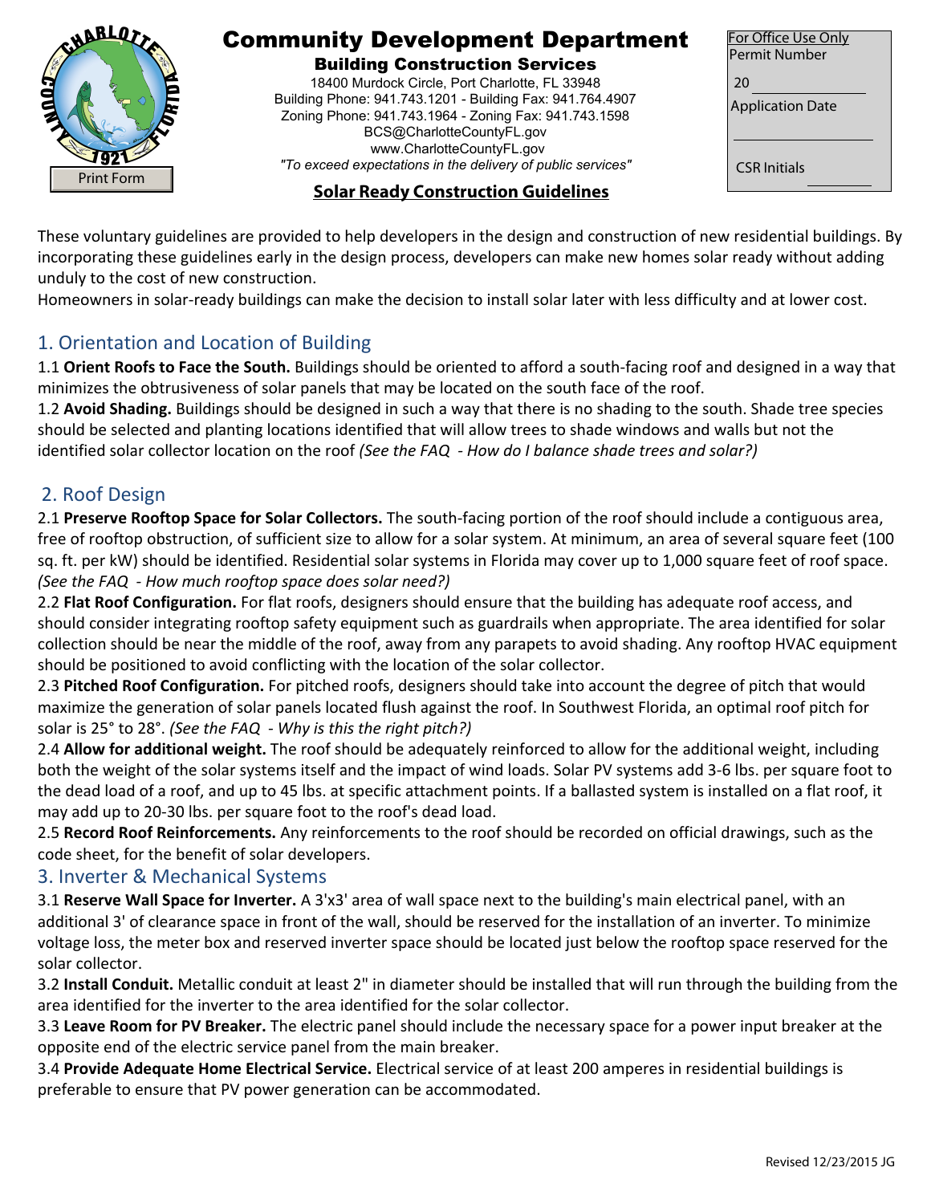# Community Development Department

## Building Construction Services

18400 Murdock Circle, Port Charlotte, FL 33948
Building Phone: 941.743.1201 - Building Fax: 941.764.4907
Zoning Phone: 941.743.1964 - Zoning Fax: 941.743.1598
BCS@CharlotteCountyFL.gov
www.CharlotteCountyFL.gov
*"To exceed expectations in the delivery of public services"*

For Office Use Only
Permit Number
20 ____________
Application Date
____________
CSR Initials ________

Print Form

## Solar Ready Construction Guidelines

These voluntary guidelines are provided to help developers in the design and construction of new residential buildings. By incorporating these guidelines early in the design process, developers can make new homes solar ready without adding unduly to the cost of new construction.

Homeowners in solar-ready buildings can make the decision to install solar later with less difficulty and at lower cost.

## 1. Orientation and Location of Building

1.1 **Orient Roofs to Face the South.** Buildings should be oriented to afford a south-facing roof and designed in a way that minimizes the obtrusiveness of solar panels that may be located on the south face of the roof.

1.2 **Avoid Shading.** Buildings should be designed in such a way that there is no shading to the south. Shade tree species should be selected and planting locations identified that will allow trees to shade windows and walls but not the identified solar collector location on the roof *(See the FAQ - How do I balance shade trees and solar?)*

## 2. Roof Design

2.1 **Preserve Rooftop Space for Solar Collectors.** The south-facing portion of the roof should include a contiguous area, free of rooftop obstruction, of sufficient size to allow for a solar system. At minimum, an area of several square feet (100 sq. ft. per kW) should be identified. Residential solar systems in Florida may cover up to 1,000 square feet of roof space. *(See the FAQ - How much rooftop space does solar need?)*

2.2 **Flat Roof Configuration.** For flat roofs, designers should ensure that the building has adequate roof access, and should consider integrating rooftop safety equipment such as guardrails when appropriate. The area identified for solar collection should be near the middle of the roof, away from any parapets to avoid shading. Any rooftop HVAC equipment should be positioned to avoid conflicting with the location of the solar collector.

2.3 **Pitched Roof Configuration.** For pitched roofs, designers should take into account the degree of pitch that would maximize the generation of solar panels located flush against the roof. In Southwest Florida, an optimal roof pitch for solar is 25° to 28°. *(See the FAQ - Why is this the right pitch?)*

2.4 **Allow for additional weight.** The roof should be adequately reinforced to allow for the additional weight, including both the weight of the solar systems itself and the impact of wind loads. Solar PV systems add 3-6 lbs. per square foot to the dead load of a roof, and up to 45 lbs. at specific attachment points. If a ballasted system is installed on a flat roof, it may add up to 20-30 lbs. per square foot to the roof's dead load.

2.5 **Record Roof Reinforcements.** Any reinforcements to the roof should be recorded on official drawings, such as the code sheet, for the benefit of solar developers.

## 3. Inverter & Mechanical Systems

3.1 **Reserve Wall Space for Inverter.** A 3'x3' area of wall space next to the building's main electrical panel, with an additional 3' of clearance space in front of the wall, should be reserved for the installation of an inverter. To minimize voltage loss, the meter box and reserved inverter space should be located just below the rooftop space reserved for the solar collector.

3.2 **Install Conduit.** Metallic conduit at least 2" in diameter should be installed that will run through the building from the area identified for the inverter to the area identified for the solar collector.

3.3 **Leave Room for PV Breaker.** The electric panel should include the necessary space for a power input breaker at the opposite end of the electric service panel from the main breaker.

3.4 **Provide Adequate Home Electrical Service.** Electrical service of at least 200 amperes in residential buildings is preferable to ensure that PV power generation can be accommodated.

Revised 12/23/2015 JG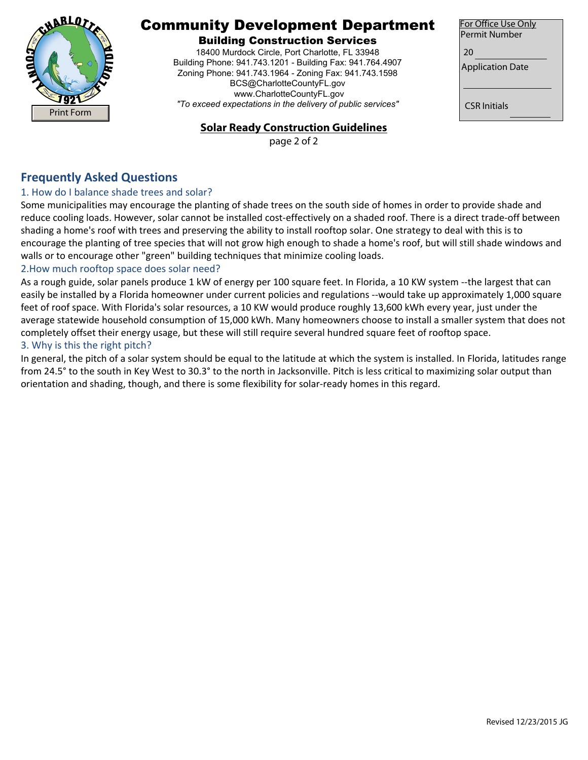# Community Development Department

## Building Construction Services

18400 Murdock Circle, Port Charlotte, FL 33948
Building Phone: 941.743.1201 - Building Fax: 941.764.4907
Zoning Phone: 941.743.1964 - Zoning Fax: 941.743.1598
BCS@CharlotteCountyFL.gov
www.CharlotteCountyFL.gov
*"To exceed expectations in the delivery of public services"*

For Office Use Only
Permit Number
20 ________
Application Date
________
CSR Initials ________

**Solar Ready Construction Guidelines**

## Frequently Asked Questions

### 1. How do I balance shade trees and solar?

Some municipalities may encourage the planting of shade trees on the south side of homes in order to provide shade and reduce cooling loads. However, solar cannot be installed cost-effectively on a shaded roof. There is a direct trade-off between shading a home's roof with trees and preserving the ability to install rooftop solar. One strategy to deal with this is to encourage the planting of tree species that will not grow high enough to shade a home's roof, but will still shade windows and walls or to encourage other "green" building techniques that minimize cooling loads.

### 2.How much rooftop space does solar need?

As a rough guide, solar panels produce 1 kW of energy per 100 square feet. In Florida, a 10 KW system --the largest that can easily be installed by a Florida homeowner under current policies and regulations --would take up approximately 1,000 square feet of roof space. With Florida's solar resources, a 10 KW would produce roughly 13,600 kWh every year, just under the average statewide household consumption of 15,000 kWh. Many homeowners choose to install a smaller system that does not completely offset their energy usage, but these will still require several hundred square feet of rooftop space.

### 3. Why is this the right pitch?

In general, the pitch of a solar system should be equal to the latitude at which the system is installed. In Florida, latitudes range from 24.5° to the south in Key West to 30.3° to the north in Jacksonville. Pitch is less critical to maximizing solar output than orientation and shading, though, and there is some flexibility for solar-ready homes in this regard.

Revised 12/23/2015 JG